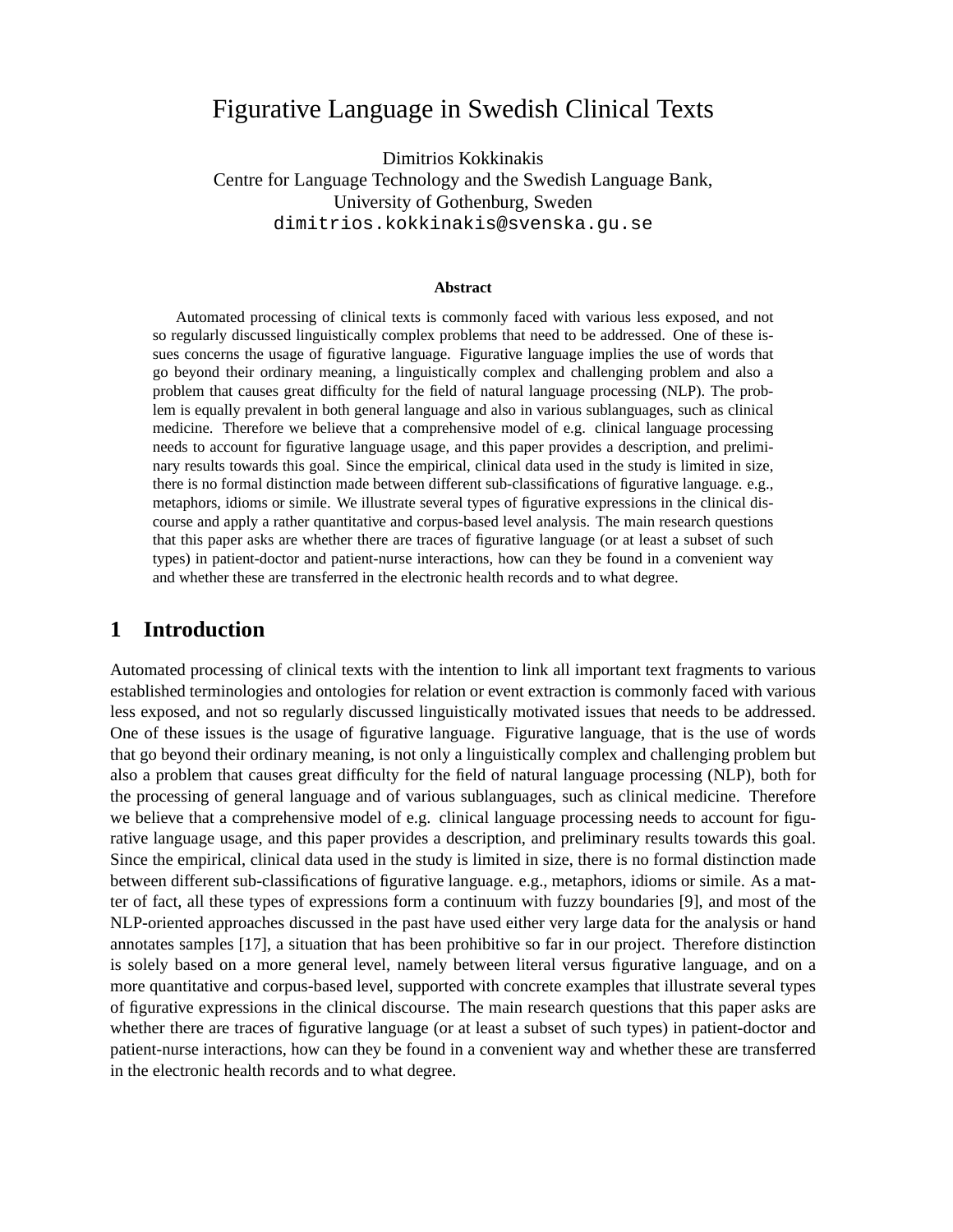# Figurative Language in Swedish Clinical Texts

Dimitrios Kokkinakis
Centre for Language Technology and the Swedish Language Bank,
University of Gothenburg, Sweden
dimitrios.kokkinakis@svenska.gu.se

### Abstract

Automated processing of clinical texts is commonly faced with various less exposed, and not so regularly discussed linguistically complex problems that need to be addressed. One of these issues concerns the usage of figurative language. Figurative language implies the use of words that go beyond their ordinary meaning, a linguistically complex and challenging problem and also a problem that causes great difficulty for the field of natural language processing (NLP). The problem is equally prevalent in both general language and also in various sublanguages, such as clinical medicine. Therefore we believe that a comprehensive model of e.g. clinical language processing needs to account for figurative language usage, and this paper provides a description, and preliminary results towards this goal. Since the empirical, clinical data used in the study is limited in size, there is no formal distinction made between different sub-classifications of figurative language. e.g., metaphors, idioms or simile. We illustrate several types of figurative expressions in the clinical discourse and apply a rather quantitative and corpus-based level analysis. The main research questions that this paper asks are whether there are traces of figurative language (or at least a subset of such types) in patient-doctor and patient-nurse interactions, how can they be found in a convenient way and whether these are transferred in the electronic health records and to what degree.

## 1 Introduction

Automated processing of clinical texts with the intention to link all important text fragments to various established terminologies and ontologies for relation or event extraction is commonly faced with various less exposed, and not so regularly discussed linguistically motivated issues that needs to be addressed. One of these issues is the usage of figurative language. Figurative language, that is the use of words that go beyond their ordinary meaning, is not only a linguistically complex and challenging problem but also a problem that causes great difficulty for the field of natural language processing (NLP), both for the processing of general language and of various sublanguages, such as clinical medicine. Therefore we believe that a comprehensive model of e.g. clinical language processing needs to account for figurative language usage, and this paper provides a description, and preliminary results towards this goal. Since the empirical, clinical data used in the study is limited in size, there is no formal distinction made between different sub-classifications of figurative language. e.g., metaphors, idioms or simile. As a matter of fact, all these types of expressions form a continuum with fuzzy boundaries [9], and most of the NLP-oriented approaches discussed in the past have used either very large data for the analysis or hand annotates samples [17], a situation that has been prohibitive so far in our project. Therefore distinction is solely based on a more general level, namely between literal versus figurative language, and on a more quantitative and corpus-based level, supported with concrete examples that illustrate several types of figurative expressions in the clinical discourse. The main research questions that this paper asks are whether there are traces of figurative language (or at least a subset of such types) in patient-doctor and patient-nurse interactions, how can they be found in a convenient way and whether these are transferred in the electronic health records and to what degree.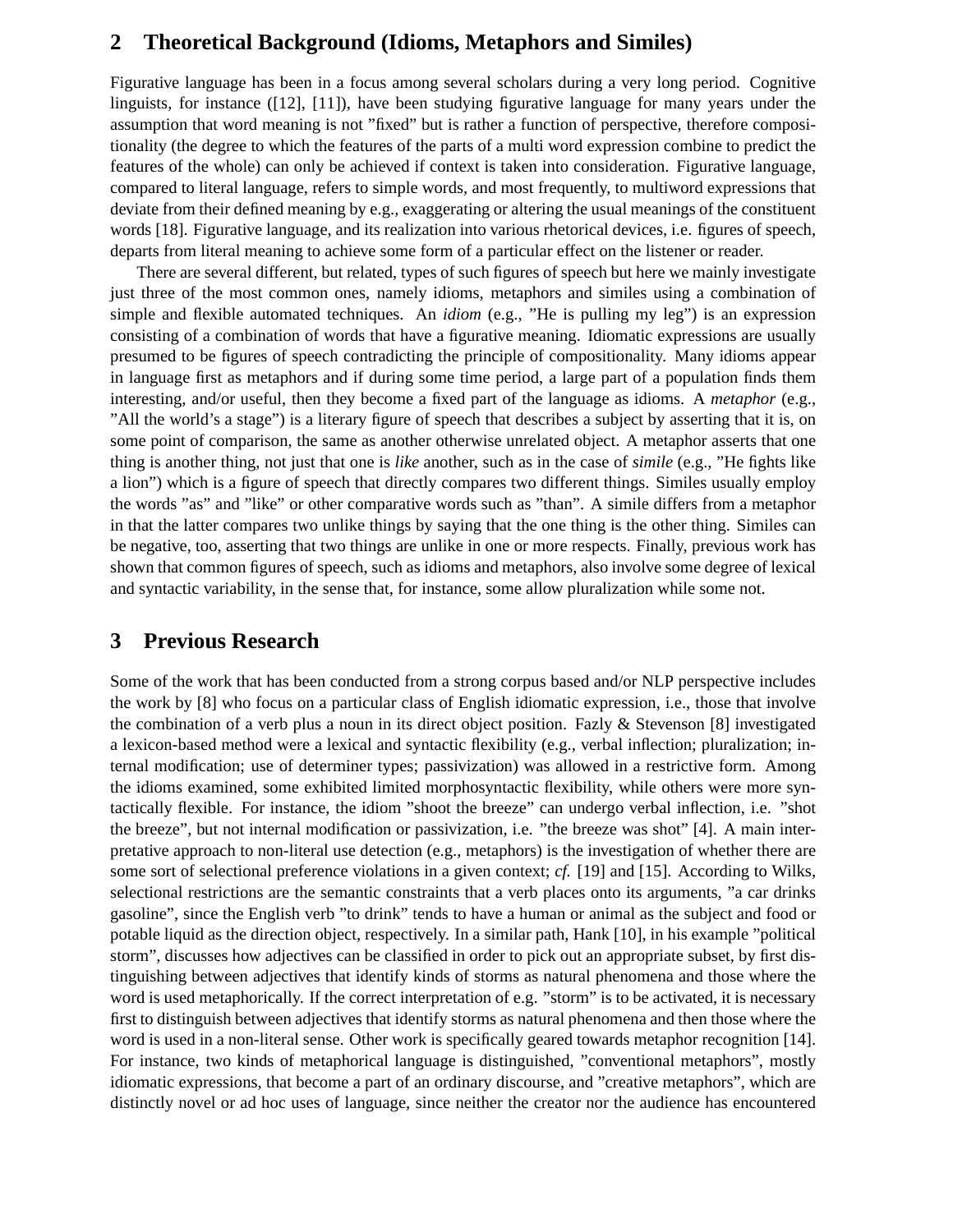## 2 Theoretical Background (Idioms, Metaphors and Similes)

Figurative language has been in a focus among several scholars during a very long period. Cognitive linguists, for instance ([12], [11]), have been studying figurative language for many years under the assumption that word meaning is not "fixed" but is rather a function of perspective, therefore compositionality (the degree to which the features of the parts of a multi word expression combine to predict the features of the whole) can only be achieved if context is taken into consideration. Figurative language, compared to literal language, refers to simple words, and most frequently, to multiword expressions that deviate from their defined meaning by e.g., exaggerating or altering the usual meanings of the constituent words [18]. Figurative language, and its realization into various rhetorical devices, i.e. figures of speech, departs from literal meaning to achieve some form of a particular effect on the listener or reader.

There are several different, but related, types of such figures of speech but here we mainly investigate just three of the most common ones, namely idioms, metaphors and similes using a combination of simple and flexible automated techniques. An *idiom* (e.g., "He is pulling my leg") is an expression consisting of a combination of words that have a figurative meaning. Idiomatic expressions are usually presumed to be figures of speech contradicting the principle of compositionality. Many idioms appear in language first as metaphors and if during some time period, a large part of a population finds them interesting, and/or useful, then they become a fixed part of the language as idioms. A *metaphor* (e.g., "All the world's a stage") is a literary figure of speech that describes a subject by asserting that it is, on some point of comparison, the same as another otherwise unrelated object. A metaphor asserts that one thing is another thing, not just that one is *like* another, such as in the case of *simile* (e.g., "He fights like a lion") which is a figure of speech that directly compares two different things. Similes usually employ the words "as" and "like" or other comparative words such as "than". A simile differs from a metaphor in that the latter compares two unlike things by saying that the one thing is the other thing. Similes can be negative, too, asserting that two things are unlike in one or more respects. Finally, previous work has shown that common figures of speech, such as idioms and metaphors, also involve some degree of lexical and syntactic variability, in the sense that, for instance, some allow pluralization while some not.

## 3 Previous Research

Some of the work that has been conducted from a strong corpus based and/or NLP perspective includes the work by [8] who focus on a particular class of English idiomatic expression, i.e., those that involve the combination of a verb plus a noun in its direct object position. Fazly & Stevenson [8] investigated a lexicon-based method were a lexical and syntactic flexibility (e.g., verbal inflection; pluralization; internal modification; use of determiner types; passivization) was allowed in a restrictive form. Among the idioms examined, some exhibited limited morphosyntactic flexibility, while others were more syntactically flexible. For instance, the idiom "shoot the breeze" can undergo verbal inflection, i.e. "shot the breeze", but not internal modification or passivization, i.e. "the breeze was shot" [4]. A main interpretative approach to non-literal use detection (e.g., metaphors) is the investigation of whether there are some sort of selectional preference violations in a given context; *cf.* [19] and [15]. According to Wilks, selectional restrictions are the semantic constraints that a verb places onto its arguments, "a car drinks gasoline", since the English verb "to drink" tends to have a human or animal as the subject and food or potable liquid as the direction object, respectively. In a similar path, Hank [10], in his example "political storm", discusses how adjectives can be classified in order to pick out an appropriate subset, by first distinguishing between adjectives that identify kinds of storms as natural phenomena and those where the word is used metaphorically. If the correct interpretation of e.g. "storm" is to be activated, it is necessary first to distinguish between adjectives that identify storms as natural phenomena and then those where the word is used in a non-literal sense. Other work is specifically geared towards metaphor recognition [14]. For instance, two kinds of metaphorical language is distinguished, "conventional metaphors", mostly idiomatic expressions, that become a part of an ordinary discourse, and "creative metaphors", which are distinctly novel or ad hoc uses of language, since neither the creator nor the audience has encountered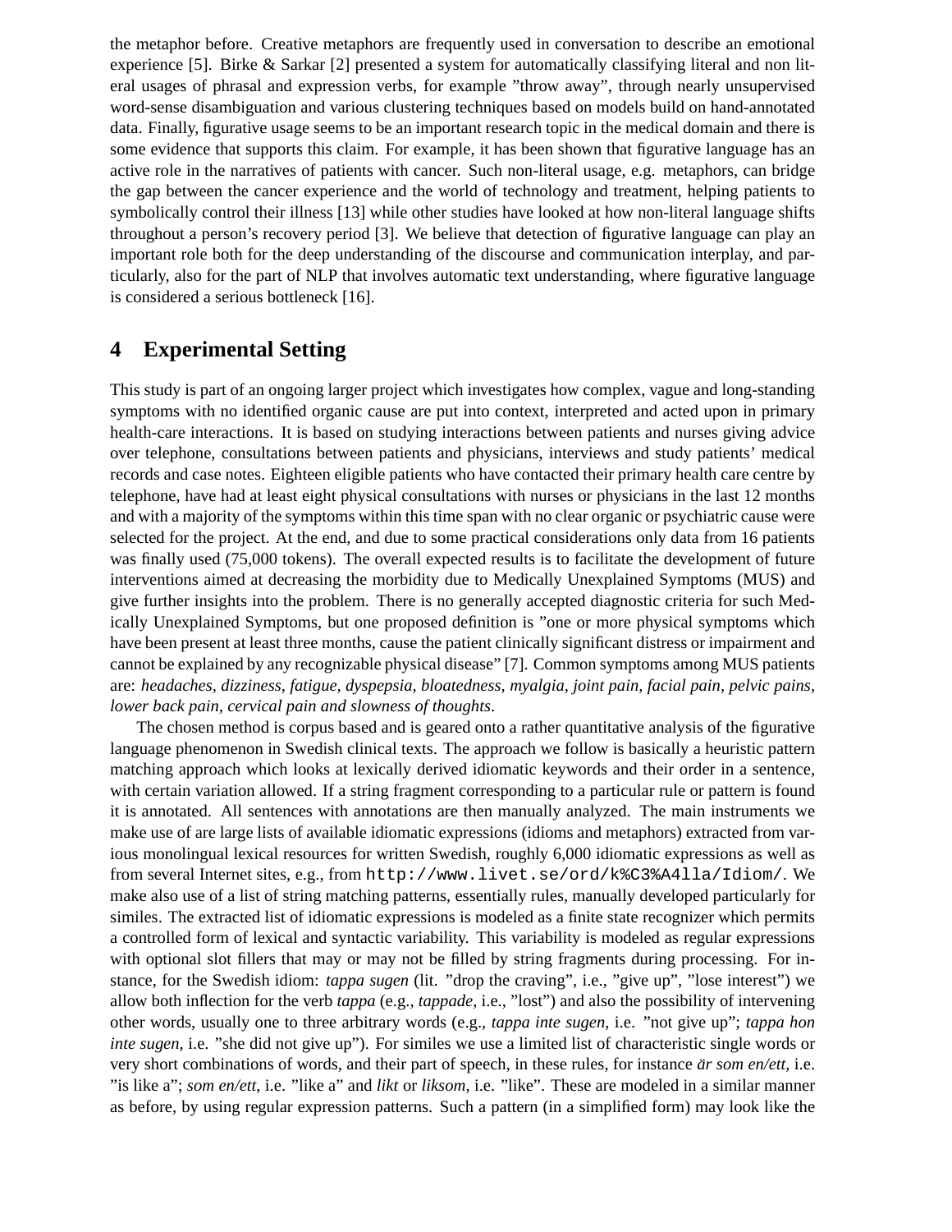the metaphor before. Creative metaphors are frequently used in conversation to describe an emotional experience [5]. Birke & Sarkar [2] presented a system for automatically classifying literal and non literal usages of phrasal and expression verbs, for example "throw away", through nearly unsupervised word-sense disambiguation and various clustering techniques based on models build on hand-annotated data. Finally, figurative usage seems to be an important research topic in the medical domain and there is some evidence that supports this claim. For example, it has been shown that figurative language has an active role in the narratives of patients with cancer. Such non-literal usage, e.g. metaphors, can bridge the gap between the cancer experience and the world of technology and treatment, helping patients to symbolically control their illness [13] while other studies have looked at how non-literal language shifts throughout a person's recovery period [3]. We believe that detection of figurative language can play an important role both for the deep understanding of the discourse and communication interplay, and particularly, also for the part of NLP that involves automatic text understanding, where figurative language is considered a serious bottleneck [16].

## 4 Experimental Setting

This study is part of an ongoing larger project which investigates how complex, vague and long-standing symptoms with no identified organic cause are put into context, interpreted and acted upon in primary health-care interactions. It is based on studying interactions between patients and nurses giving advice over telephone, consultations between patients and physicians, interviews and study patients' medical records and case notes. Eighteen eligible patients who have contacted their primary health care centre by telephone, have had at least eight physical consultations with nurses or physicians in the last 12 months and with a majority of the symptoms within this time span with no clear organic or psychiatric cause were selected for the project. At the end, and due to some practical considerations only data from 16 patients was finally used (75,000 tokens). The overall expected results is to facilitate the development of future interventions aimed at decreasing the morbidity due to Medically Unexplained Symptoms (MUS) and give further insights into the problem. There is no generally accepted diagnostic criteria for such Medically Unexplained Symptoms, but one proposed definition is "one or more physical symptoms which have been present at least three months, cause the patient clinically significant distress or impairment and cannot be explained by any recognizable physical disease" [7]. Common symptoms among MUS patients are: *headaches*, *dizziness*, *fatigue*, *dyspepsia*, *bloatedness*, *myalgia*, *joint pain*, *facial pain*, *pelvic pains*, *lower back pain*, *cervical pain and slowness of thoughts*.

The chosen method is corpus based and is geared onto a rather quantitative analysis of the figurative language phenomenon in Swedish clinical texts. The approach we follow is basically a heuristic pattern matching approach which looks at lexically derived idiomatic keywords and their order in a sentence, with certain variation allowed. If a string fragment corresponding to a particular rule or pattern is found it is annotated. All sentences with annotations are then manually analyzed. The main instruments we make use of are large lists of available idiomatic expressions (idioms and metaphors) extracted from various monolingual lexical resources for written Swedish, roughly 6,000 idiomatic expressions as well as from several Internet sites, e.g., from `http://www.livet.se/ord/k%C3%A4lla/Idiom/`. We make also use of a list of string matching patterns, essentially rules, manually developed particularly for similes. The extracted list of idiomatic expressions is modeled as a finite state recognizer which permits a controlled form of lexical and syntactic variability. This variability is modeled as regular expressions with optional slot fillers that may or may not be filled by string fragments during processing. For instance, for the Swedish idiom: *tappa sugen* (lit. "drop the craving", i.e., "give up", "lose interest") we allow both inflection for the verb *tappa* (e.g., *tappade*, i.e., "lost") and also the possibility of intervening other words, usually one to three arbitrary words (e.g., *tappa inte sugen*, i.e. "not give up"; *tappa hon inte sugen*, i.e. "she did not give up"). For similes we use a limited list of characteristic single words or very short combinations of words, and their part of speech, in these rules, for instance *är som en/ett*, i.e. "is like a"; *som en/ett*, i.e. "like a" and *likt* or *liksom*, i.e. "like". These are modeled in a similar manner as before, by using regular expression patterns. Such a pattern (in a simplified form) may look like the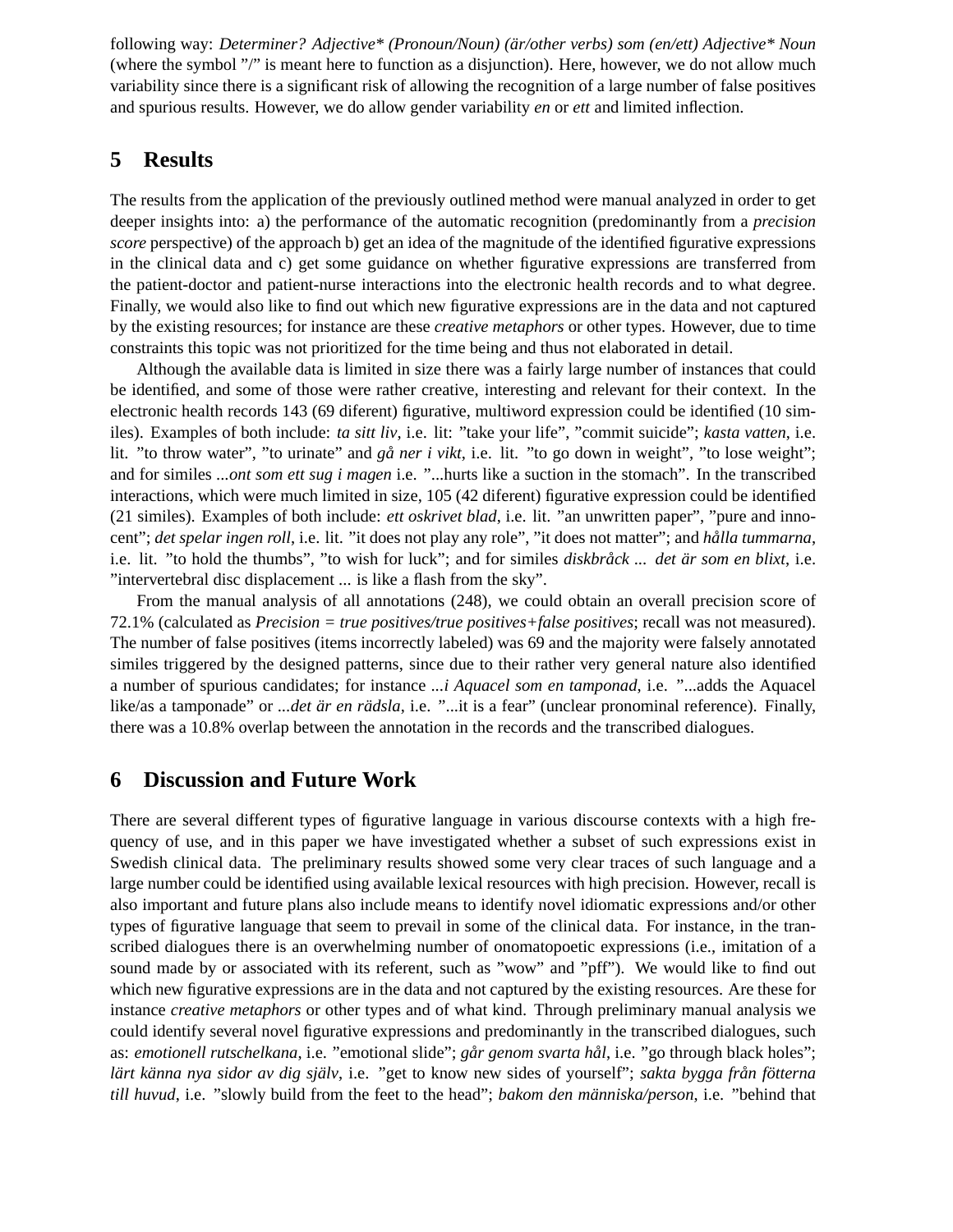following way: *Determiner? Adjective* (Pronoun/Noun) (är/other verbs) som (en/ett) Adjective* Noun* (where the symbol "/" is meant here to function as a disjunction). Here, however, we do not allow much variability since there is a significant risk of allowing the recognition of a large number of false positives and spurious results. However, we do allow gender variability *en* or *ett* and limited inflection.

## 5 Results

The results from the application of the previously outlined method were manual analyzed in order to get deeper insights into: a) the performance of the automatic recognition (predominantly from a *precision score* perspective) of the approach b) get an idea of the magnitude of the identified figurative expressions in the clinical data and c) get some guidance on whether figurative expressions are transferred from the patient-doctor and patient-nurse interactions into the electronic health records and to what degree. Finally, we would also like to find out which new figurative expressions are in the data and not captured by the existing resources; for instance are these *creative metaphors* or other types. However, due to time constraints this topic was not prioritized for the time being and thus not elaborated in detail.

Although the available data is limited in size there was a fairly large number of instances that could be identified, and some of those were rather creative, interesting and relevant for their context. In the electronic health records 143 (69 diferent) figurative, multiword expression could be identified (10 similes). Examples of both include: *ta sitt liv*, i.e. lit: "take your life", "commit suicide"; *kasta vatten*, i.e. lit. "to throw water", "to urinate" and *gå ner i vikt*, i.e. lit. "to go down in weight", "to lose weight"; and for similes *...ont som ett sug i magen* i.e. "...hurts like a suction in the stomach". In the transcribed interactions, which were much limited in size, 105 (42 diferent) figurative expression could be identified (21 similes). Examples of both include: *ett oskrivet blad*, i.e. lit. "an unwritten paper", "pure and innocent"; *det spelar ingen roll*, i.e. lit. "it does not play any role", "it does not matter"; and *hålla tummarna*, i.e. lit. "to hold the thumbs", "to wish for luck"; and for similes *diskbråck ... det är som en blixt*, i.e. "intervertebral disc displacement ... is like a flash from the sky".

From the manual analysis of all annotations (248), we could obtain an overall precision score of 72.1% (calculated as *Precision = true positives/true positives+false positives*; recall was not measured). The number of false positives (items incorrectly labeled) was 69 and the majority were falsely annotated similes triggered by the designed patterns, since due to their rather very general nature also identified a number of spurious candidates; for instance *...i Aquacel som en tamponad*, i.e. "...adds the Aquacel like/as a tamponade" or *...det är en rädsla*, i.e. "...it is a fear" (unclear pronominal reference). Finally, there was a 10.8% overlap between the annotation in the records and the transcribed dialogues.

## 6 Discussion and Future Work

There are several different types of figurative language in various discourse contexts with a high frequency of use, and in this paper we have investigated whether a subset of such expressions exist in Swedish clinical data. The preliminary results showed some very clear traces of such language and a large number could be identified using available lexical resources with high precision. However, recall is also important and future plans also include means to identify novel idiomatic expressions and/or other types of figurative language that seem to prevail in some of the clinical data. For instance, in the transcribed dialogues there is an overwhelming number of onomatopoetic expressions (i.e., imitation of a sound made by or associated with its referent, such as "wow" and "pff"). We would like to find out which new figurative expressions are in the data and not captured by the existing resources. Are these for instance *creative metaphors* or other types and of what kind. Through preliminary manual analysis we could identify several novel figurative expressions and predominantly in the transcribed dialogues, such as: *emotionell rutschelkana*, i.e. "emotional slide"; *går genom svarta hål*, i.e. "go through black holes"; *lärt känna nya sidor av dig själv*, i.e. "get to know new sides of yourself"; *sakta bygga från fötterna till huvud*, i.e. "slowly build from the feet to the head"; *bakom den människa/person*, i.e. "behind that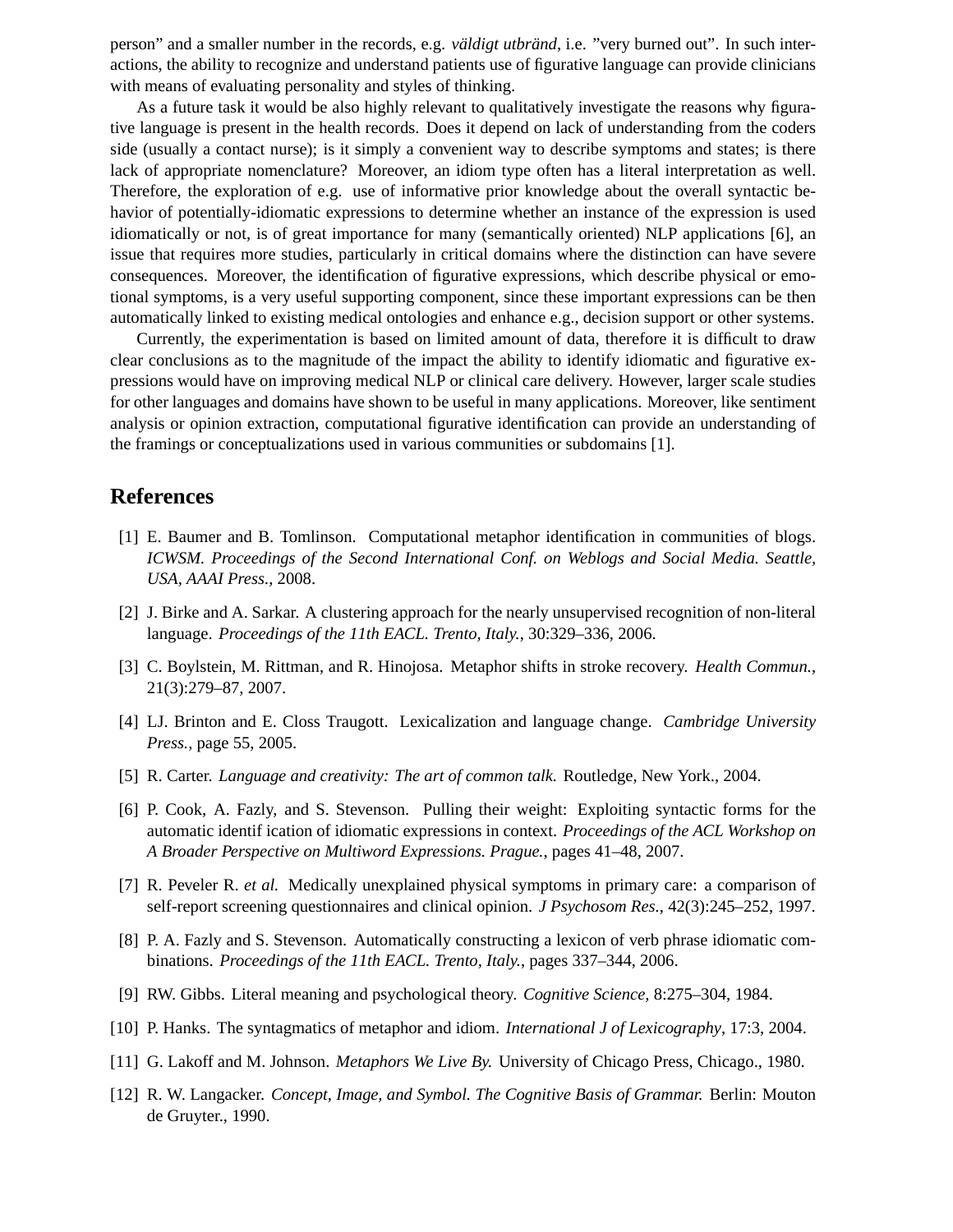person" and a smaller number in the records, e.g. *väldigt utbränd*, i.e. "very burned out". In such interactions, the ability to recognize and understand patients use of figurative language can provide clinicians with means of evaluating personality and styles of thinking.

As a future task it would be also highly relevant to qualitatively investigate the reasons why figurative language is present in the health records. Does it depend on lack of understanding from the coders side (usually a contact nurse); is it simply a convenient way to describe symptoms and states; is there lack of appropriate nomenclature? Moreover, an idiom type often has a literal interpretation as well. Therefore, the exploration of e.g. use of informative prior knowledge about the overall syntactic behavior of potentially-idiomatic expressions to determine whether an instance of the expression is used idiomatically or not, is of great importance for many (semantically oriented) NLP applications [6], an issue that requires more studies, particularly in critical domains where the distinction can have severe consequences. Moreover, the identification of figurative expressions, which describe physical or emotional symptoms, is a very useful supporting component, since these important expressions can be then automatically linked to existing medical ontologies and enhance e.g., decision support or other systems.

Currently, the experimentation is based on limited amount of data, therefore it is difficult to draw clear conclusions as to the magnitude of the impact the ability to identify idiomatic and figurative expressions would have on improving medical NLP or clinical care delivery. However, larger scale studies for other languages and domains have shown to be useful in many applications. Moreover, like sentiment analysis or opinion extraction, computational figurative identification can provide an understanding of the framings or conceptualizations used in various communities or subdomains [1].

## References

[1] E. Baumer and B. Tomlinson. Computational metaphor identification in communities of blogs. *ICWSM. Proceedings of the Second International Conf. on Weblogs and Social Media. Seattle, USA, AAAI Press.*, 2008.

[2] J. Birke and A. Sarkar. A clustering approach for the nearly unsupervised recognition of non-literal language. *Proceedings of the 11th EACL. Trento, Italy.*, 30:329–336, 2006.

[3] C. Boylstein, M. Rittman, and R. Hinojosa. Metaphor shifts in stroke recovery. *Health Commun.*, 21(3):279–87, 2007.

[4] LJ. Brinton and E. Closs Traugott. Lexicalization and language change. *Cambridge University Press.*, page 55, 2005.

[5] R. Carter. *Language and creativity: The art of common talk.* Routledge, New York., 2004.

[6] P. Cook, A. Fazly, and S. Stevenson. Pulling their weight: Exploiting syntactic forms for the automatic identif ication of idiomatic expressions in context. *Proceedings of the ACL Workshop on A Broader Perspective on Multiword Expressions. Prague.*, pages 41–48, 2007.

[7] R. Peveler R. *et al.* Medically unexplained physical symptoms in primary care: a comparison of self-report screening questionnaires and clinical opinion. *J Psychosom Res.*, 42(3):245–252, 1997.

[8] P. A. Fazly and S. Stevenson. Automatically constructing a lexicon of verb phrase idiomatic combinations. *Proceedings of the 11th EACL. Trento, Italy.*, pages 337–344, 2006.

[9] RW. Gibbs. Literal meaning and psychological theory. *Cognitive Science*, 8:275–304, 1984.

[10] P. Hanks. The syntagmatics of metaphor and idiom. *International J of Lexicography*, 17:3, 2004.

[11] G. Lakoff and M. Johnson. *Metaphors We Live By.* University of Chicago Press, Chicago., 1980.

[12] R. W. Langacker. *Concept, Image, and Symbol. The Cognitive Basis of Grammar.* Berlin: Mouton de Gruyter., 1990.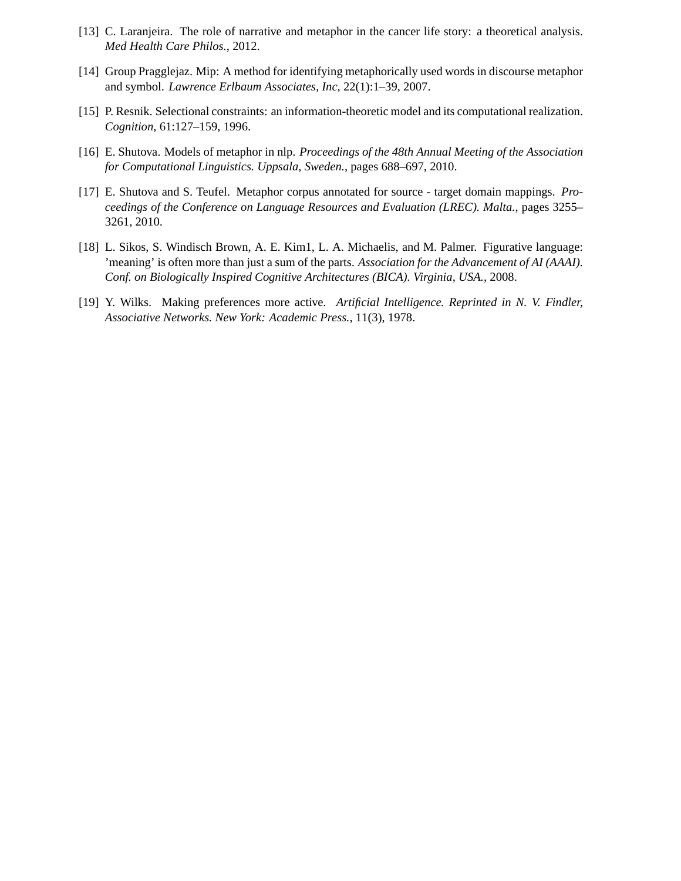[13] C. Laranjeira. The role of narrative and metaphor in the cancer life story: a theoretical analysis. *Med Health Care Philos.*, 2012.

[14] Group Pragglejaz. Mip: A method for identifying metaphorically used words in discourse metaphor and symbol. *Lawrence Erlbaum Associates, Inc*, 22(1):1–39, 2007.

[15] P. Resnik. Selectional constraints: an information-theoretic model and its computational realization. *Cognition*, 61:127–159, 1996.

[16] E. Shutova. Models of metaphor in nlp. *Proceedings of the 48th Annual Meeting of the Association for Computational Linguistics. Uppsala, Sweden.*, pages 688–697, 2010.

[17] E. Shutova and S. Teufel. Metaphor corpus annotated for source - target domain mappings. *Proceedings of the Conference on Language Resources and Evaluation (LREC). Malta.*, pages 3255–3261, 2010.

[18] L. Sikos, S. Windisch Brown, A. E. Kim1, L. A. Michaelis, and M. Palmer. Figurative language: 'meaning' is often more than just a sum of the parts. *Association for the Advancement of AI (AAAI). Conf. on Biologically Inspired Cognitive Architectures (BICA). Virginia, USA.*, 2008.

[19] Y. Wilks. Making preferences more active. *Artificial Intelligence. Reprinted in N. V. Findler, Associative Networks. New York: Academic Press.*, 11(3), 1978.